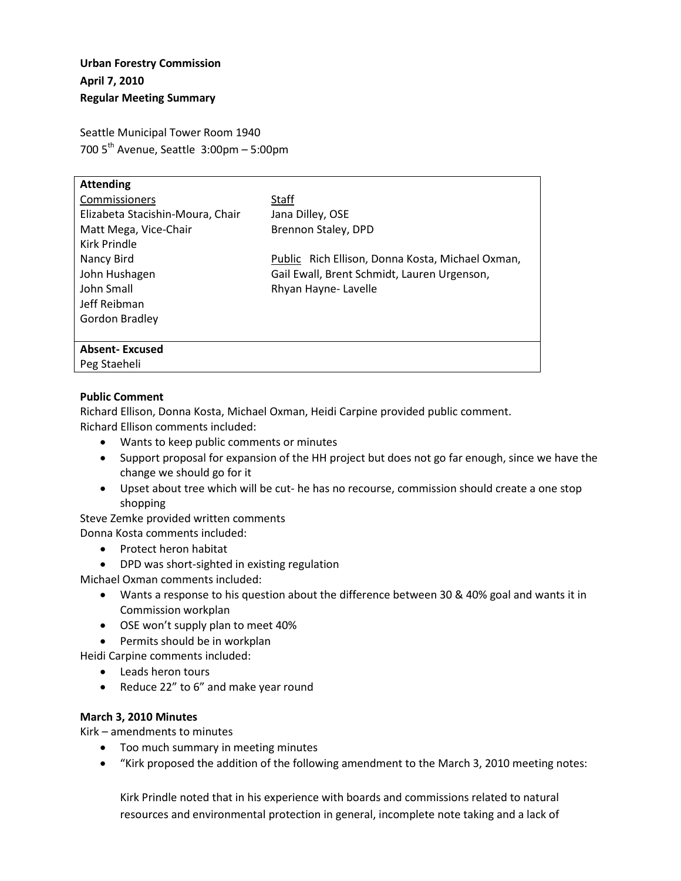**Urban Forestry Commission**
**April 7, 2010**
**Regular Meeting Summary**

Seattle Municipal Tower Room 1940
700 5th Avenue, Seattle 3:00pm – 5:00pm

| **Attending** | |
|---|---|
| Commissioners | Staff |
| Elizabeta Stacishin-Moura, Chair | Jana Dilley, OSE |
| Matt Mega, Vice-Chair | Brennon Staley, DPD |
| Kirk Prindle | |
| Nancy Bird | Public Rich Ellison, Donna Kosta, Michael Oxman, |
| John Hushagen | Gail Ewall, Brent Schmidt, Lauren Urgenson, |
| John Small | Rhyan Hayne- Lavelle |
| Jeff Reibman | |
| Gordon Bradley | |
| **Absent- Excused** | |
| Peg Staeheli | |

**Public Comment**

Richard Ellison, Donna Kosta, Michael Oxman, Heidi Carpine provided public comment.
Richard Ellison comments included:

- Wants to keep public comments or minutes
- Support proposal for expansion of the HH project but does not go far enough, since we have the change we should go for it
- Upset about tree which will be cut- he has no recourse, commission should create a one stop shopping

Steve Zemke provided written comments
Donna Kosta comments included:

- Protect heron habitat
- DPD was short-sighted in existing regulation

Michael Oxman comments included:

- Wants a response to his question about the difference between 30 & 40% goal and wants it in Commission workplan
- OSE won't supply plan to meet 40%
- Permits should be in workplan

Heidi Carpine comments included:

- Leads heron tours
- Reduce 22" to 6" and make year round

**March 3, 2010 Minutes**

Kirk – amendments to minutes

- Too much summary in meeting minutes
- "Kirk proposed the addition of the following amendment to the March 3, 2010 meeting notes:

  Kirk Prindle noted that in his experience with boards and commissions related to natural resources and environmental protection in general, incomplete note taking and a lack of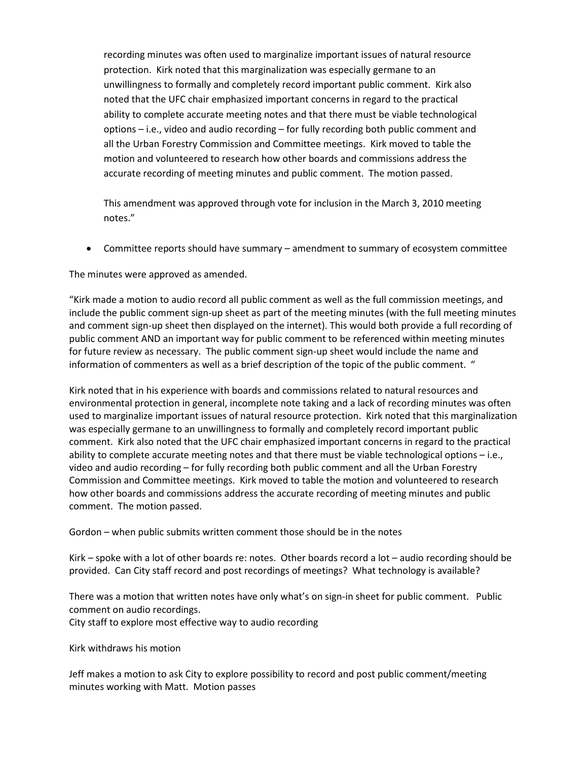recording minutes was often used to marginalize important issues of natural resource protection. Kirk noted that this marginalization was especially germane to an unwillingness to formally and completely record important public comment. Kirk also noted that the UFC chair emphasized important concerns in regard to the practical ability to complete accurate meeting notes and that there must be viable technological options – i.e., video and audio recording – for fully recording both public comment and all the Urban Forestry Commission and Committee meetings. Kirk moved to table the motion and volunteered to research how other boards and commissions address the accurate recording of meeting minutes and public comment. The motion passed.

This amendment was approved through vote for inclusion in the March 3, 2010 meeting notes."

- Committee reports should have summary – amendment to summary of ecosystem committee

The minutes were approved as amended.

"Kirk made a motion to audio record all public comment as well as the full commission meetings, and include the public comment sign-up sheet as part of the meeting minutes (with the full meeting minutes and comment sign-up sheet then displayed on the internet). This would both provide a full recording of public comment AND an important way for public comment to be referenced within meeting minutes for future review as necessary. The public comment sign-up sheet would include the name and information of commenters as well as a brief description of the topic of the public comment. "

Kirk noted that in his experience with boards and commissions related to natural resources and environmental protection in general, incomplete note taking and a lack of recording minutes was often used to marginalize important issues of natural resource protection. Kirk noted that this marginalization was especially germane to an unwillingness to formally and completely record important public comment. Kirk also noted that the UFC chair emphasized important concerns in regard to the practical ability to complete accurate meeting notes and that there must be viable technological options – i.e., video and audio recording – for fully recording both public comment and all the Urban Forestry Commission and Committee meetings. Kirk moved to table the motion and volunteered to research how other boards and commissions address the accurate recording of meeting minutes and public comment. The motion passed.

Gordon – when public submits written comment those should be in the notes

Kirk – spoke with a lot of other boards re: notes. Other boards record a lot – audio recording should be provided. Can City staff record and post recordings of meetings? What technology is available?

There was a motion that written notes have only what's on sign-in sheet for public comment. Public comment on audio recordings.
City staff to explore most effective way to audio recording

Kirk withdraws his motion

Jeff makes a motion to ask City to explore possibility to record and post public comment/meeting minutes working with Matt. Motion passes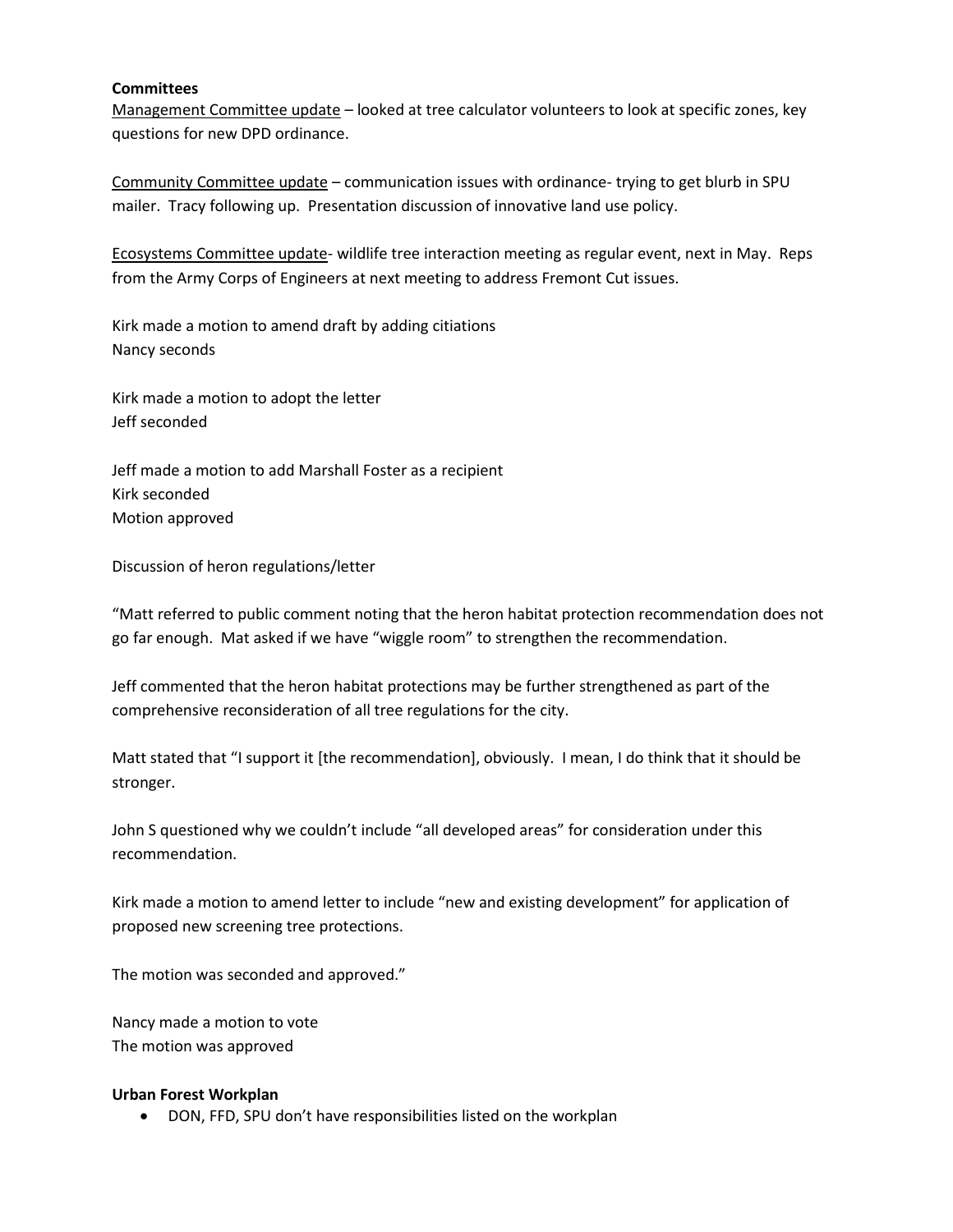**Committees**

Management Committee update – looked at tree calculator volunteers to look at specific zones, key questions for new DPD ordinance.

Community Committee update – communication issues with ordinance- trying to get blurb in SPU mailer. Tracy following up. Presentation discussion of innovative land use policy.

Ecosystems Committee update- wildlife tree interaction meeting as regular event, next in May. Reps from the Army Corps of Engineers at next meeting to address Fremont Cut issues.

Kirk made a motion to amend draft by adding citiations
Nancy seconds

Kirk made a motion to adopt the letter
Jeff seconded

Jeff made a motion to add Marshall Foster as a recipient
Kirk seconded
Motion approved

Discussion of heron regulations/letter

"Matt referred to public comment noting that the heron habitat protection recommendation does not go far enough. Mat asked if we have "wiggle room" to strengthen the recommendation.

Jeff commented that the heron habitat protections may be further strengthened as part of the comprehensive reconsideration of all tree regulations for the city.

Matt stated that "I support it [the recommendation], obviously. I mean, I do think that it should be stronger.

John S questioned why we couldn't include "all developed areas" for consideration under this recommendation.

Kirk made a motion to amend letter to include "new and existing development" for application of proposed new screening tree protections.

The motion was seconded and approved."

Nancy made a motion to vote
The motion was approved

**Urban Forest Workplan**

- DON, FFD, SPU don't have responsibilities listed on the workplan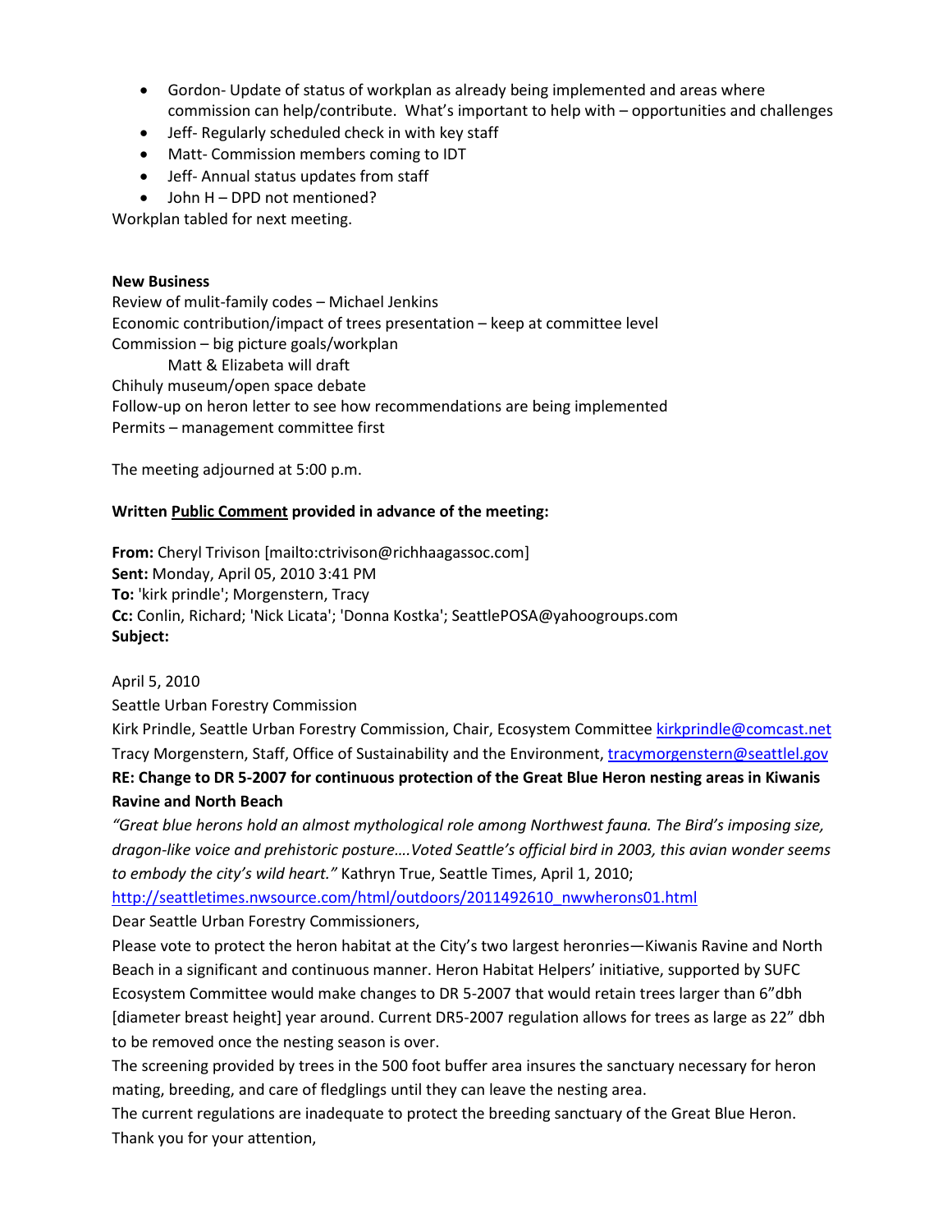- Gordon- Update of status of workplan as already being implemented and areas where commission can help/contribute. What's important to help with – opportunities and challenges
- Jeff- Regularly scheduled check in with key staff
- Matt- Commission members coming to IDT
- Jeff- Annual status updates from staff
- John H – DPD not mentioned?

Workplan tabled for next meeting.

**New Business**

Review of mulit-family codes – Michael Jenkins
Economic contribution/impact of trees presentation – keep at committee level
Commission – big picture goals/workplan
    Matt & Elizabeta will draft
Chihuly museum/open space debate
Follow-up on heron letter to see how recommendations are being implemented
Permits – management committee first

The meeting adjourned at 5:00 p.m.

**Written Public Comment provided in advance of the meeting:**

**From:** Cheryl Trivison [mailto:ctrivison@richhaagassoc.com]
**Sent:** Monday, April 05, 2010 3:41 PM
**To:** 'kirk prindle'; Morgenstern, Tracy
**Cc:** Conlin, Richard; 'Nick Licata'; 'Donna Kostka'; SeattlePOSA@yahoogroups.com
**Subject:**

April 5, 2010
Seattle Urban Forestry Commission
Kirk Prindle, Seattle Urban Forestry Commission, Chair, Ecosystem Committee kirkprindle@comcast.net
Tracy Morgenstern, Staff, Office of Sustainability and the Environment, tracymorgenstern@seattlel.gov

**RE: Change to DR 5-2007 for continuous protection of the Great Blue Heron nesting areas in Kiwanis Ravine and North Beach**

*"Great blue herons hold an almost mythological role among Northwest fauna. The Bird's imposing size, dragon-like voice and prehistoric posture….Voted Seattle's official bird in 2003, this avian wonder seems to embody the city's wild heart."* Kathryn True, Seattle Times, April 1, 2010;
http://seattletimes.nwsource.com/html/outdoors/2011492610_nwwherons01.html

Dear Seattle Urban Forestry Commissioners,

Please vote to protect the heron habitat at the City's two largest heronries—Kiwanis Ravine and North Beach in a significant and continuous manner. Heron Habitat Helpers' initiative, supported by SUFC Ecosystem Committee would make changes to DR 5-2007 that would retain trees larger than 6"dbh [diameter breast height] year around. Current DR5-2007 regulation allows for trees as large as 22" dbh to be removed once the nesting season is over.

The screening provided by trees in the 500 foot buffer area insures the sanctuary necessary for heron mating, breeding, and care of fledglings until they can leave the nesting area.

The current regulations are inadequate to protect the breeding sanctuary of the Great Blue Heron.

Thank you for your attention,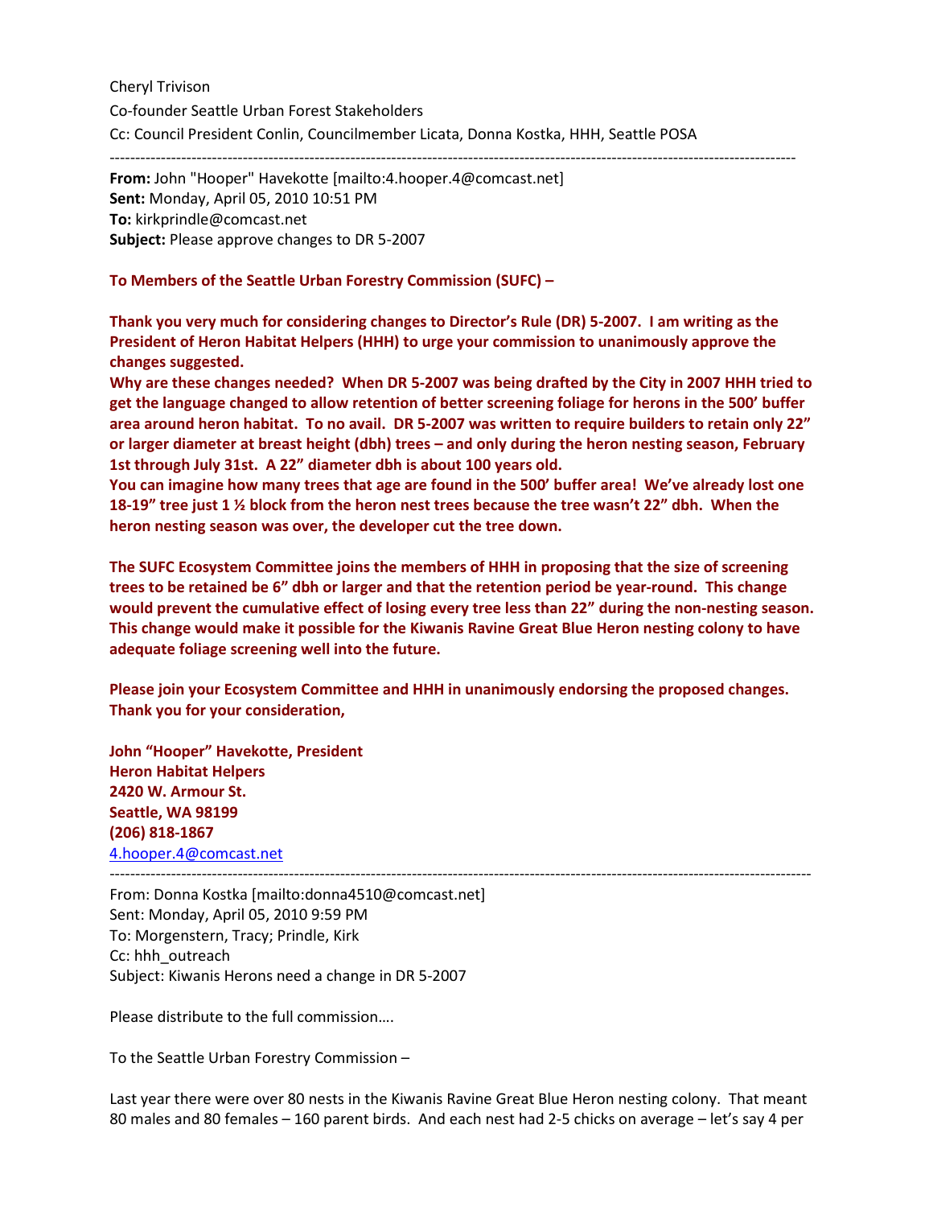Cheryl Trivison

Co-founder Seattle Urban Forest Stakeholders

Cc: Council President Conlin, Councilmember Licata, Donna Kostka, HHH, Seattle POSA

---

**From:** John "Hooper" Havekotte [mailto:4.hooper.4@comcast.net]
**Sent:** Monday, April 05, 2010 10:51 PM
**To:** kirkprindle@comcast.net
**Subject:** Please approve changes to DR 5-2007

**To Members of the Seattle Urban Forestry Commission (SUFC) –**

**Thank you very much for considering changes to Director's Rule (DR) 5-2007. I am writing as the President of Heron Habitat Helpers (HHH) to urge your commission to unanimously approve the changes suggested.**

**Why are these changes needed? When DR 5-2007 was being drafted by the City in 2007 HHH tried to get the language changed to allow retention of better screening foliage for herons in the 500' buffer area around heron habitat. To no avail. DR 5-2007 was written to require builders to retain only 22" or larger diameter at breast height (dbh) trees – and only during the heron nesting season, February 1st through July 31st. A 22" diameter dbh is about 100 years old.**

**You can imagine how many trees that age are found in the 500' buffer area! We've already lost one 18-19" tree just 1 ½ block from the heron nest trees because the tree wasn't 22" dbh. When the heron nesting season was over, the developer cut the tree down.**

**The SUFC Ecosystem Committee joins the members of HHH in proposing that the size of screening trees to be retained be 6" dbh or larger and that the retention period be year-round. This change would prevent the cumulative effect of losing every tree less than 22" during the non-nesting season. This change would make it possible for the Kiwanis Ravine Great Blue Heron nesting colony to have adequate foliage screening well into the future.**

**Please join your Ecosystem Committee and HHH in unanimously endorsing the proposed changes. Thank you for your consideration,**

**John "Hooper" Havekotte, President**
**Heron Habitat Helpers**
**2420 W. Armour St.**
**Seattle, WA 98199**
**(206) 818-1867**
4.hooper.4@comcast.net

---

From: Donna Kostka [mailto:donna4510@comcast.net]
Sent: Monday, April 05, 2010 9:59 PM
To: Morgenstern, Tracy; Prindle, Kirk
Cc: hhh_outreach
Subject: Kiwanis Herons need a change in DR 5-2007

Please distribute to the full commission….

To the Seattle Urban Forestry Commission –

Last year there were over 80 nests in the Kiwanis Ravine Great Blue Heron nesting colony. That meant 80 males and 80 females – 160 parent birds. And each nest had 2-5 chicks on average – let's say 4 per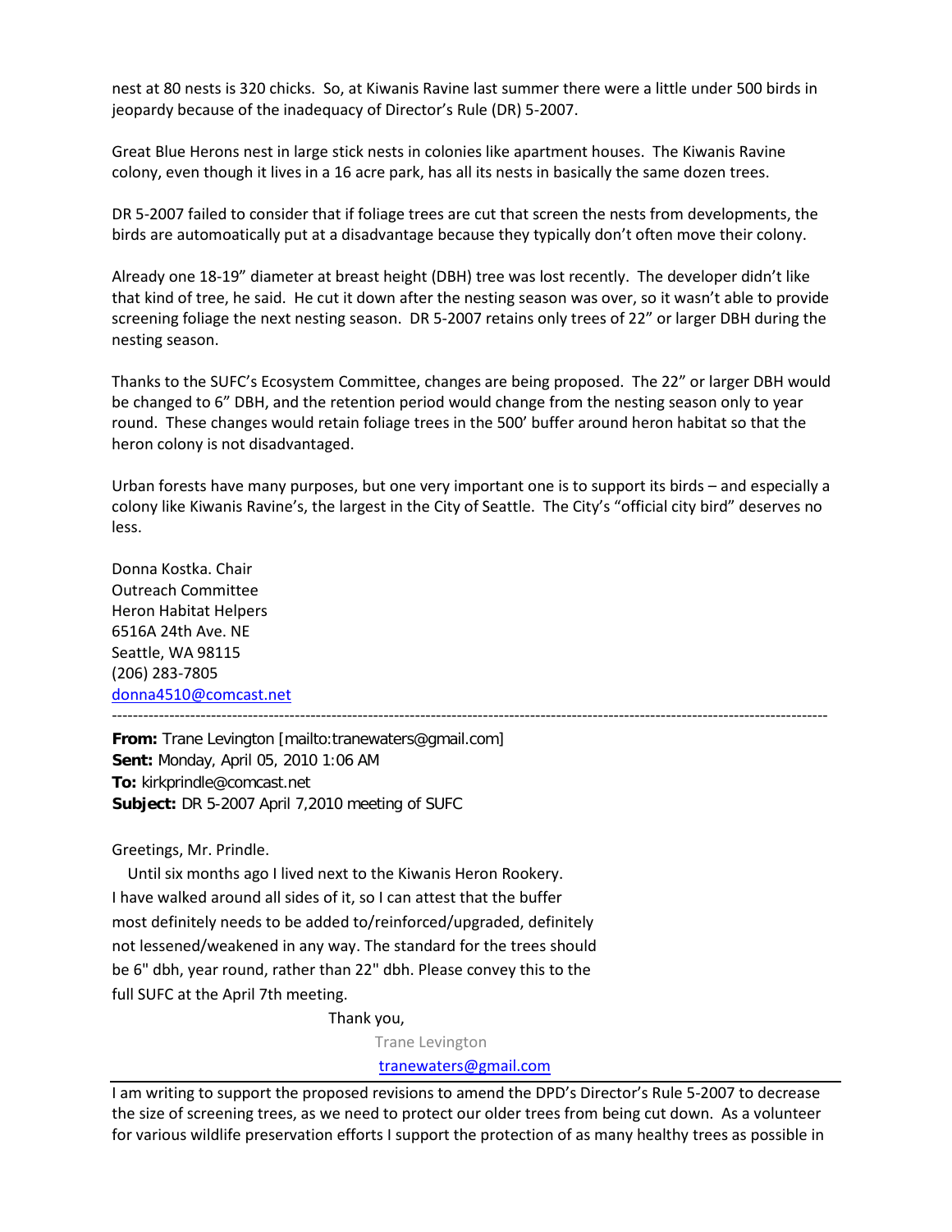nest at 80 nests is 320 chicks. So, at Kiwanis Ravine last summer there were a little under 500 birds in jeopardy because of the inadequacy of Director's Rule (DR) 5-2007.

Great Blue Herons nest in large stick nests in colonies like apartment houses. The Kiwanis Ravine colony, even though it lives in a 16 acre park, has all its nests in basically the same dozen trees.

DR 5-2007 failed to consider that if foliage trees are cut that screen the nests from developments, the birds are automoatically put at a disadvantage because they typically don't often move their colony.

Already one 18-19" diameter at breast height (DBH) tree was lost recently. The developer didn't like that kind of tree, he said. He cut it down after the nesting season was over, so it wasn't able to provide screening foliage the next nesting season. DR 5-2007 retains only trees of 22" or larger DBH during the nesting season.

Thanks to the SUFC's Ecosystem Committee, changes are being proposed. The 22" or larger DBH would be changed to 6" DBH, and the retention period would change from the nesting season only to year round. These changes would retain foliage trees in the 500' buffer around heron habitat so that the heron colony is not disadvantaged.

Urban forests have many purposes, but one very important one is to support its birds – and especially a colony like Kiwanis Ravine's, the largest in the City of Seattle. The City's "official city bird" deserves no less.

Donna Kostka. Chair
Outreach Committee
Heron Habitat Helpers
6516A 24th Ave. NE
Seattle, WA 98115
(206) 283-7805
donna4510@comcast.net

---

**From:** Trane Levington [mailto:tranewaters@gmail.com]
**Sent:** Monday, April 05, 2010 1:06 AM
**To:** kirkprindle@comcast.net
**Subject:** DR 5-2007 April 7,2010 meeting of SUFC

Greetings, Mr. Prindle.

Until six months ago I lived next to the Kiwanis Heron Rookery. I have walked around all sides of it, so I can attest that the buffer most definitely needs to be added to/reinforced/upgraded, definitely not lessened/weakened in any way. The standard for the trees should be 6" dbh, year round, rather than 22" dbh. Please convey this to the full SUFC at the April 7th meeting.

Thank you,

Trane Levington
tranewaters@gmail.com

---

I am writing to support the proposed revisions to amend the DPD's Director's Rule 5-2007 to decrease the size of screening trees, as we need to protect our older trees from being cut down. As a volunteer for various wildlife preservation efforts I support the protection of as many healthy trees as possible in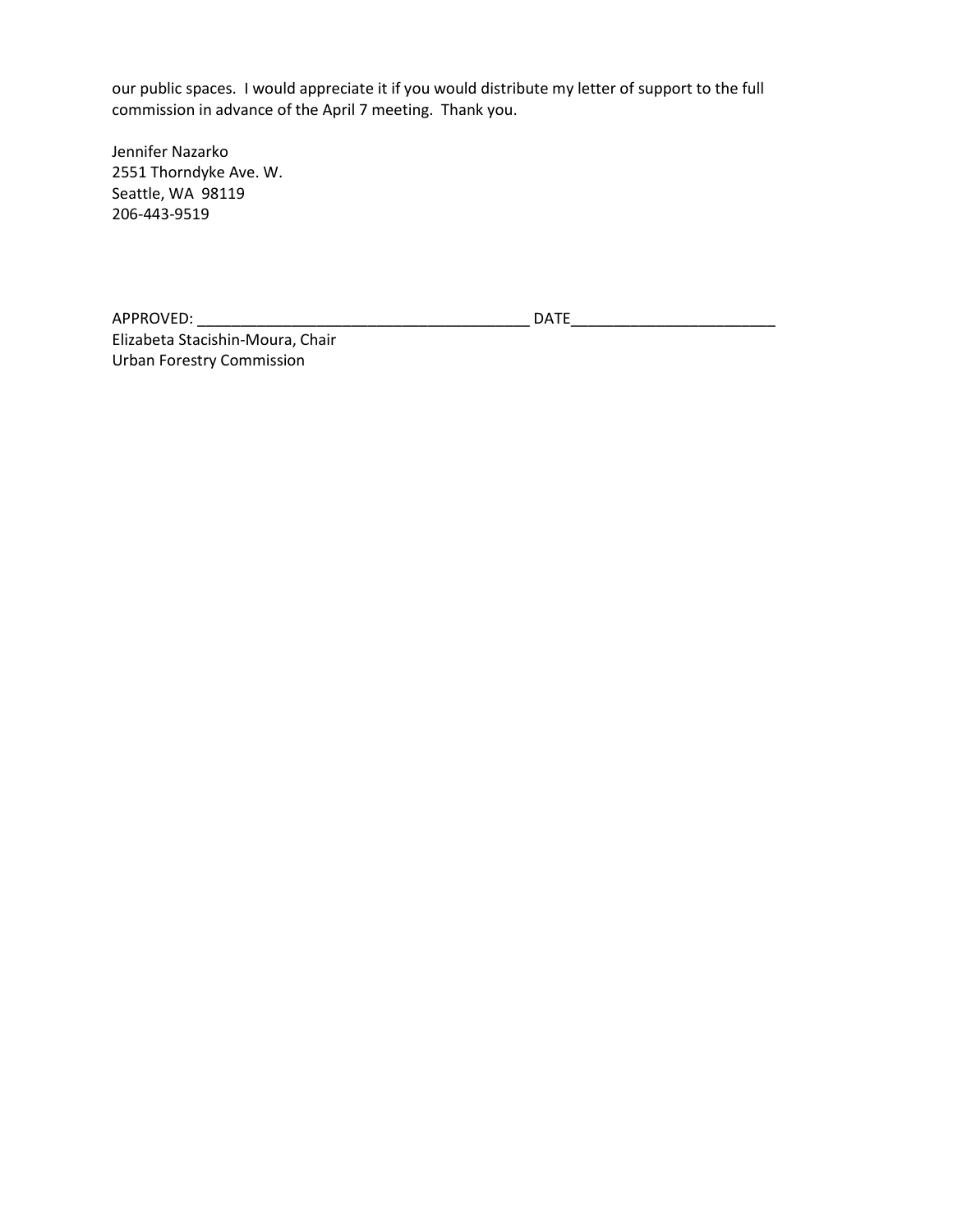our public spaces. I would appreciate it if you would distribute my letter of support to the full commission in advance of the April 7 meeting. Thank you.

Jennifer Nazarko
2551 Thorndyke Ave. W.
Seattle, WA 98119
206-443-9519

APPROVED: ________________________________________ DATE________________________
Elizabeta Stacishin-Moura, Chair
Urban Forestry Commission